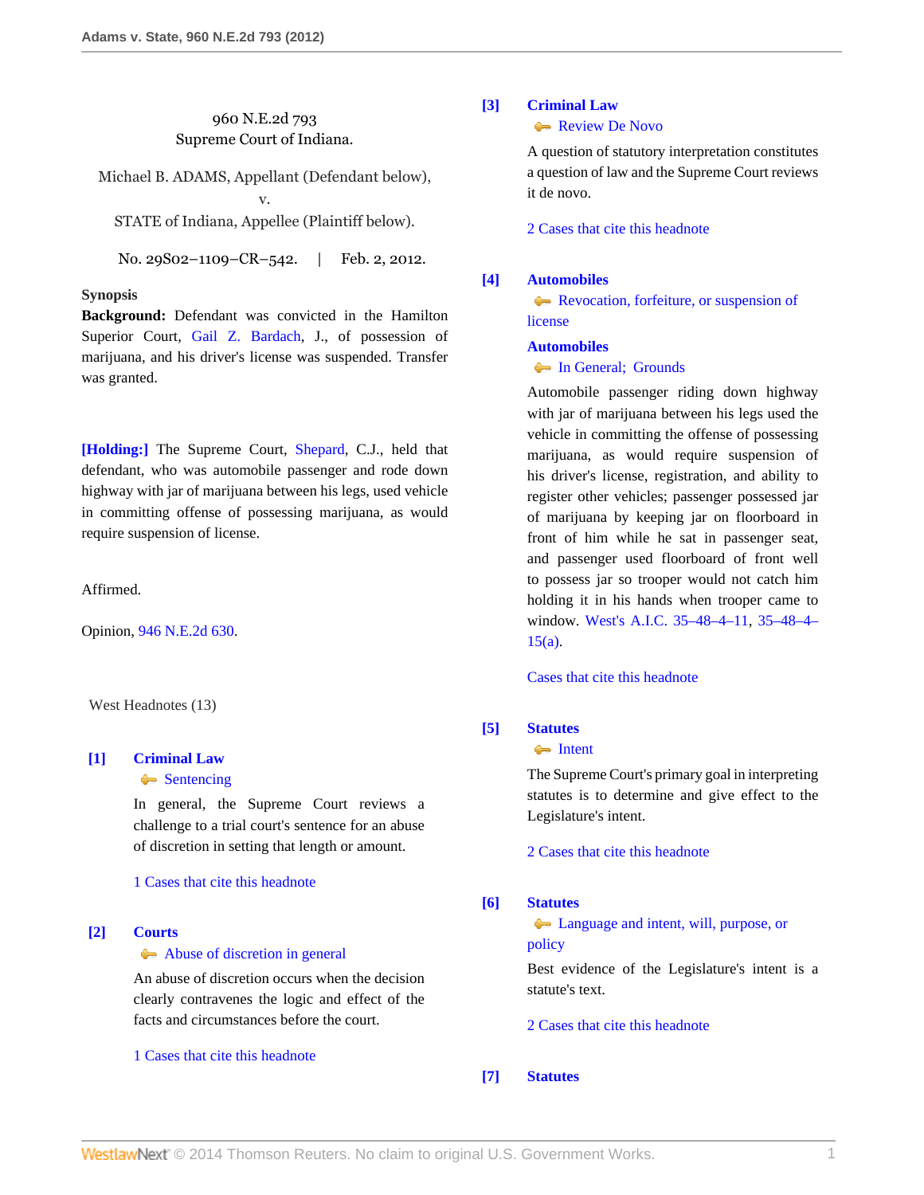960 N.E.2d 793
Supreme Court of Indiana.

Michael B. ADAMS, Appellant (Defendant below),
v.
STATE of Indiana, Appellee (Plaintiff below).

No. 29S02–1109–CR–542. | Feb. 2, 2012.

**Synopsis**

**Background:** Defendant was convicted in the Hamilton Superior Court, Gail Z. Bardach, J., of possession of marijuana, and his driver's license was suspended. Transfer was granted.

**[Holding:]** The Supreme Court, Shepard, C.J., held that defendant, who was automobile passenger and rode down highway with jar of marijuana between his legs, used vehicle in committing offense of possessing marijuana, as would require suspension of license.

Affirmed.

Opinion, 946 N.E.2d 630.

West Headnotes (13)

**[1] Criminal Law**
Sentencing

In general, the Supreme Court reviews a challenge to a trial court's sentence for an abuse of discretion in setting that length or amount.

1 Cases that cite this headnote

**[2] Courts**
Abuse of discretion in general

An abuse of discretion occurs when the decision clearly contravenes the logic and effect of the facts and circumstances before the court.

1 Cases that cite this headnote

**[3] Criminal Law**
Review De Novo

A question of statutory interpretation constitutes a question of law and the Supreme Court reviews it de novo.

2 Cases that cite this headnote

**[4] Automobiles**
Revocation, forfeiture, or suspension of license

**Automobiles**
In General; Grounds

Automobile passenger riding down highway with jar of marijuana between his legs used the vehicle in committing the offense of possessing marijuana, as would require suspension of his driver's license, registration, and ability to register other vehicles; passenger possessed jar of marijuana by keeping jar on floorboard in front of him while he sat in passenger seat, and passenger used floorboard of front well to possess jar so trooper would not catch him holding it in his hands when trooper came to window. West's A.I.C. 35–48–4–11, 35–48–4–15(a).

Cases that cite this headnote

**[5] Statutes**
Intent

The Supreme Court's primary goal in interpreting statutes is to determine and give effect to the Legislature's intent.

2 Cases that cite this headnote

**[6] Statutes**
Language and intent, will, purpose, or policy

Best evidence of the Legislature's intent is a statute's text.

2 Cases that cite this headnote

**[7] Statutes**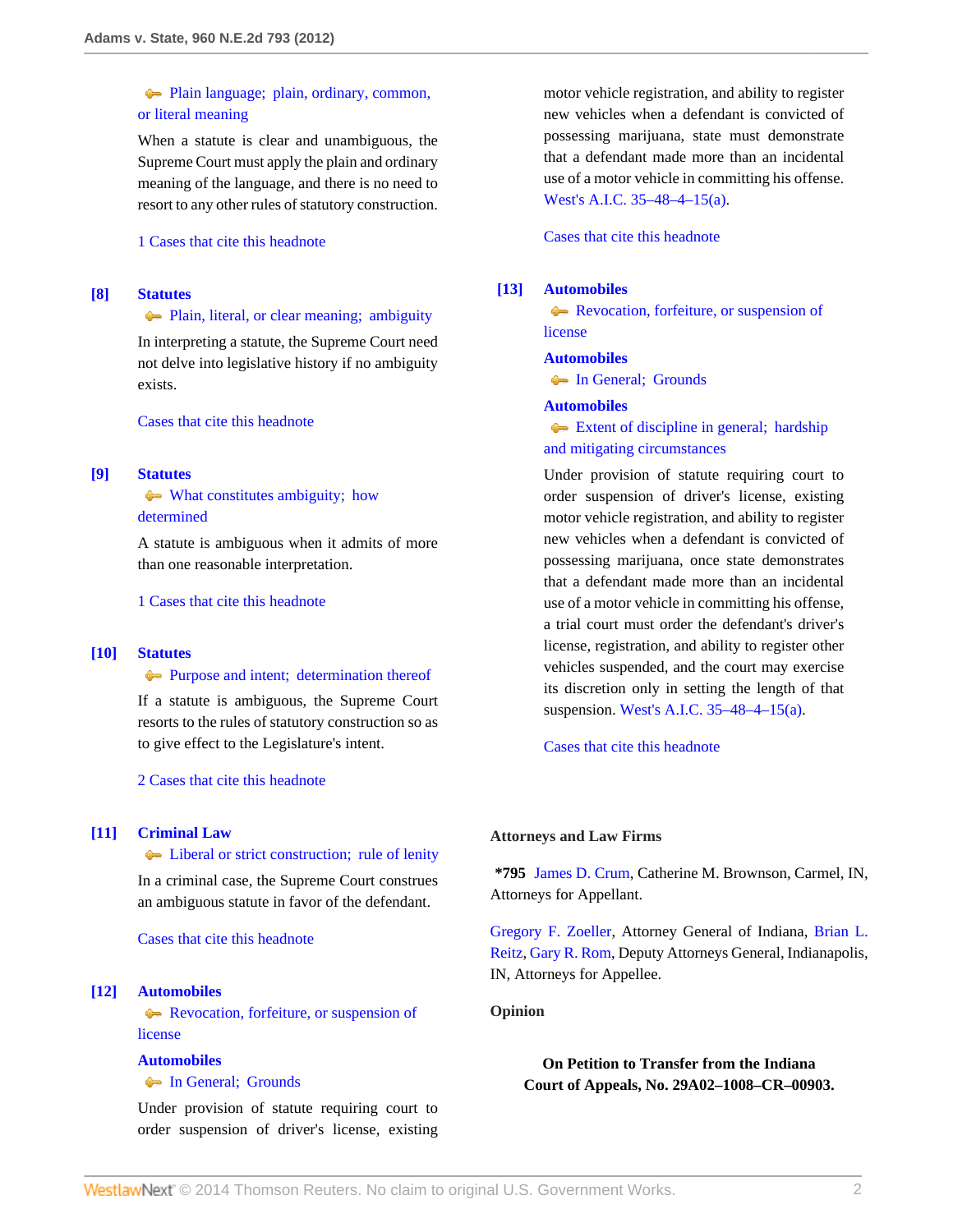Plain language; plain, ordinary, common, or literal meaning

When a statute is clear and unambiguous, the Supreme Court must apply the plain and ordinary meaning of the language, and there is no need to resort to any other rules of statutory construction.

1 Cases that cite this headnote

**[8]** **Statutes**

Plain, literal, or clear meaning; ambiguity

In interpreting a statute, the Supreme Court need not delve into legislative history if no ambiguity exists.

Cases that cite this headnote

**[9]** **Statutes**

What constitutes ambiguity; how determined

A statute is ambiguous when it admits of more than one reasonable interpretation.

1 Cases that cite this headnote

**[10]** **Statutes**

Purpose and intent; determination thereof

If a statute is ambiguous, the Supreme Court resorts to the rules of statutory construction so as to give effect to the Legislature's intent.

2 Cases that cite this headnote

**[11]** **Criminal Law**

Liberal or strict construction; rule of lenity

In a criminal case, the Supreme Court construes an ambiguous statute in favor of the defendant.

Cases that cite this headnote

**[12]** **Automobiles**

Revocation, forfeiture, or suspension of license

**Automobiles**

In General; Grounds

Under provision of statute requiring court to order suspension of driver's license, existing motor vehicle registration, and ability to register new vehicles when a defendant is convicted of possessing marijuana, state must demonstrate that a defendant made more than an incidental use of a motor vehicle in committing his offense. West's A.I.C. 35–48–4–15(a).

Cases that cite this headnote

**[13]** **Automobiles**

Revocation, forfeiture, or suspension of license

**Automobiles**

In General; Grounds

**Automobiles**

Extent of discipline in general; hardship and mitigating circumstances

Under provision of statute requiring court to order suspension of driver's license, existing motor vehicle registration, and ability to register new vehicles when a defendant is convicted of possessing marijuana, once state demonstrates that a defendant made more than an incidental use of a motor vehicle in committing his offense, a trial court must order the defendant's driver's license, registration, and ability to register other vehicles suspended, and the court may exercise its discretion only in setting the length of that suspension. West's A.I.C. 35–48–4–15(a).

Cases that cite this headnote

**Attorneys and Law Firms**

**\*795** James D. Crum, Catherine M. Brownson, Carmel, IN, Attorneys for Appellant.

Gregory F. Zoeller, Attorney General of Indiana, Brian L. Reitz, Gary R. Rom, Deputy Attorneys General, Indianapolis, IN, Attorneys for Appellee.

**Opinion**

**On Petition to Transfer from the Indiana Court of Appeals, No. 29A02–1008–CR–00903.**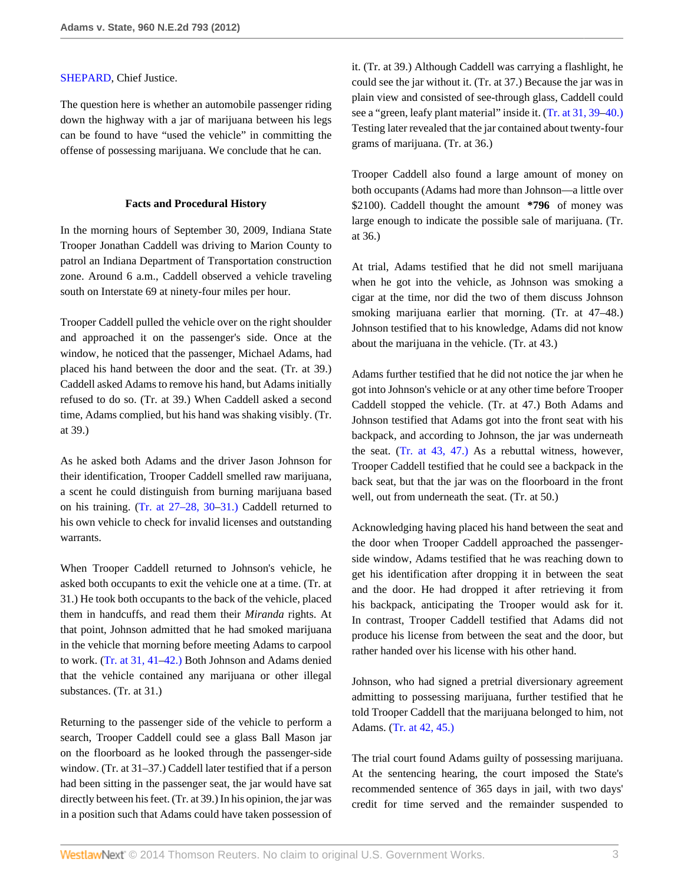SHEPARD, Chief Justice.

The question here is whether an automobile passenger riding down the highway with a jar of marijuana between his legs can be found to have "used the vehicle" in committing the offense of possessing marijuana. We conclude that he can.

### Facts and Procedural History

In the morning hours of September 30, 2009, Indiana State Trooper Jonathan Caddell was driving to Marion County to patrol an Indiana Department of Transportation construction zone. Around 6 a.m., Caddell observed a vehicle traveling south on Interstate 69 at ninety-four miles per hour.

Trooper Caddell pulled the vehicle over on the right shoulder and approached it on the passenger's side. Once at the window, he noticed that the passenger, Michael Adams, had placed his hand between the door and the seat. (Tr. at 39.) Caddell asked Adams to remove his hand, but Adams initially refused to do so. (Tr. at 39.) When Caddell asked a second time, Adams complied, but his hand was shaking visibly. (Tr. at 39.)

As he asked both Adams and the driver Jason Johnson for their identification, Trooper Caddell smelled raw marijuana, a scent he could distinguish from burning marijuana based on his training. (Tr. at 27–28, 30–31.) Caddell returned to his own vehicle to check for invalid licenses and outstanding warrants.

When Trooper Caddell returned to Johnson's vehicle, he asked both occupants to exit the vehicle one at a time. (Tr. at 31.) He took both occupants to the back of the vehicle, placed them in handcuffs, and read them their *Miranda* rights. At that point, Johnson admitted that he had smoked marijuana in the vehicle that morning before meeting Adams to carpool to work. (Tr. at 31, 41–42.) Both Johnson and Adams denied that the vehicle contained any marijuana or other illegal substances. (Tr. at 31.)

Returning to the passenger side of the vehicle to perform a search, Trooper Caddell could see a glass Ball Mason jar on the floorboard as he looked through the passenger-side window. (Tr. at 31–37.) Caddell later testified that if a person had been sitting in the passenger seat, the jar would have sat directly between his feet. (Tr. at 39.) In his opinion, the jar was in a position such that Adams could have taken possession of it. (Tr. at 39.) Although Caddell was carrying a flashlight, he could see the jar without it. (Tr. at 37.) Because the jar was in plain view and consisted of see-through glass, Caddell could see a "green, leafy plant material" inside it. (Tr. at 31, 39–40.) Testing later revealed that the jar contained about twenty-four grams of marijuana. (Tr. at 36.)

Trooper Caddell also found a large amount of money on both occupants (Adams had more than Johnson—a little over $2100). Caddell thought the amount **\*796** of money was large enough to indicate the possible sale of marijuana. (Tr. at 36.)

At trial, Adams testified that he did not smell marijuana when he got into the vehicle, as Johnson was smoking a cigar at the time, nor did the two of them discuss Johnson smoking marijuana earlier that morning. (Tr. at 47–48.) Johnson testified that to his knowledge, Adams did not know about the marijuana in the vehicle. (Tr. at 43.)

Adams further testified that he did not notice the jar when he got into Johnson's vehicle or at any other time before Trooper Caddell stopped the vehicle. (Tr. at 47.) Both Adams and Johnson testified that Adams got into the front seat with his backpack, and according to Johnson, the jar was underneath the seat. (Tr. at 43, 47.) As a rebuttal witness, however, Trooper Caddell testified that he could see a backpack in the back seat, but that the jar was on the floorboard in the front well, out from underneath the seat. (Tr. at 50.)

Acknowledging having placed his hand between the seat and the door when Trooper Caddell approached the passenger-side window, Adams testified that he was reaching down to get his identification after dropping it in between the seat and the door. He had dropped it after retrieving it from his backpack, anticipating the Trooper would ask for it. In contrast, Trooper Caddell testified that Adams did not produce his license from between the seat and the door, but rather handed over his license with his other hand.

Johnson, who had signed a pretrial diversionary agreement admitting to possessing marijuana, further testified that he told Trooper Caddell that the marijuana belonged to him, not Adams. (Tr. at 42, 45.)

The trial court found Adams guilty of possessing marijuana. At the sentencing hearing, the court imposed the State's recommended sentence of 365 days in jail, with two days' credit for time served and the remainder suspended to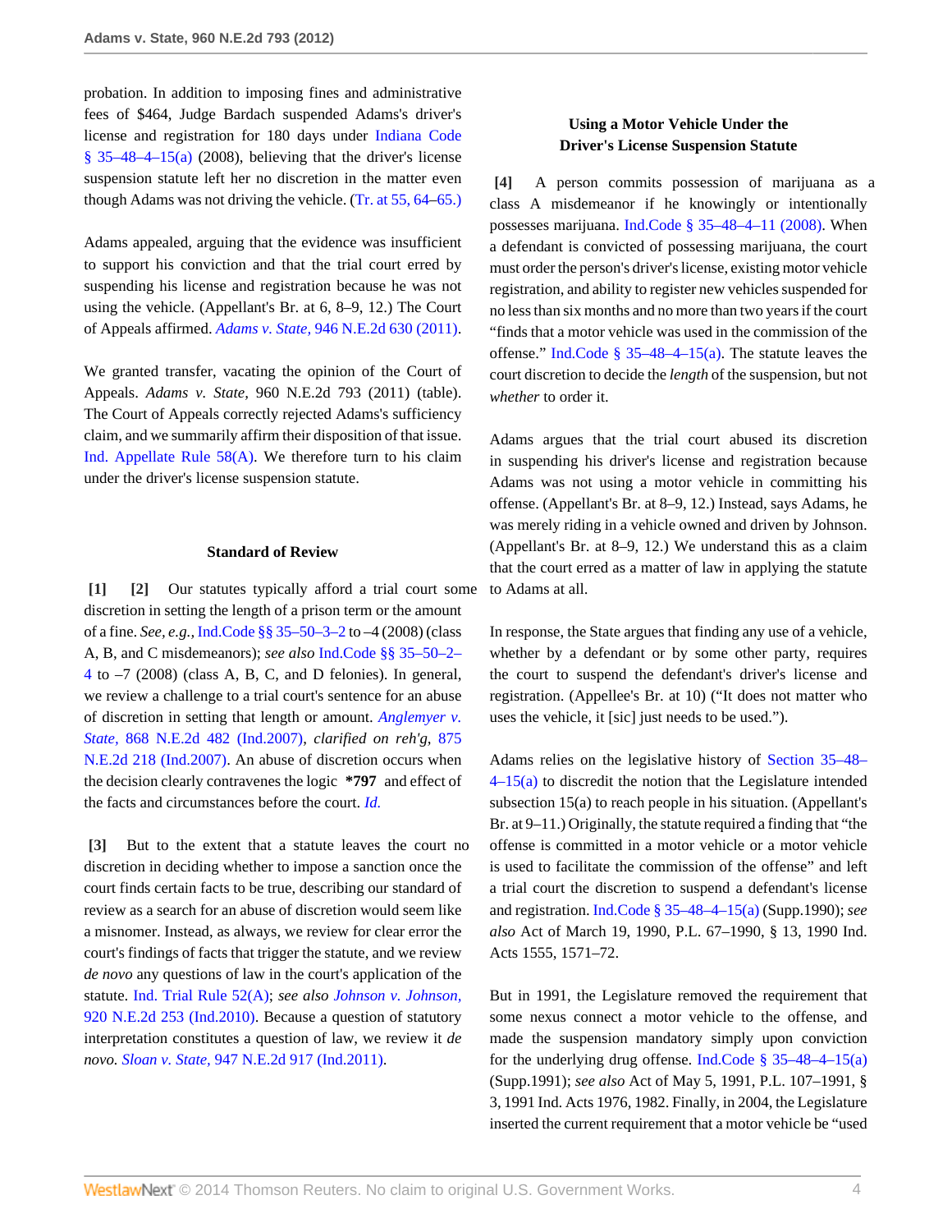probation. In addition to imposing fines and administrative fees of $464, Judge Bardach suspended Adams's driver's license and registration for 180 days under Indiana Code § 35–48–4–15(a) (2008), believing that the driver's license suspension statute left her no discretion in the matter even though Adams was not driving the vehicle. (Tr. at 55, 64–65.)

Adams appealed, arguing that the evidence was insufficient to support his conviction and that the trial court erred by suspending his license and registration because he was not using the vehicle. (Appellant's Br. at 6, 8–9, 12.) The Court of Appeals affirmed. *Adams v. State,* 946 N.E.2d 630 (2011).

We granted transfer, vacating the opinion of the Court of Appeals. *Adams v. State,* 960 N.E.2d 793 (2011) (table). The Court of Appeals correctly rejected Adams's sufficiency claim, and we summarily affirm their disposition of that issue. Ind. Appellate Rule 58(A). We therefore turn to his claim under the driver's license suspension statute.

### Standard of Review

**[1] [2]** Our statutes typically afford a trial court some discretion in setting the length of a prison term or the amount of a fine. *See, e.g.,* Ind.Code §§ 35–50–3–2 to –4 (2008) (class A, B, and C misdemeanors); *see also* Ind.Code §§ 35–50–2–4 to –7 (2008) (class A, B, C, and D felonies). In general, we review a challenge to a trial court's sentence for an abuse of discretion in setting that length or amount. *Anglemyer v. State,* 868 N.E.2d 482 (Ind.2007), *clarified on reh'g,* 875 N.E.2d 218 (Ind.2007). An abuse of discretion occurs when the decision clearly contravenes the logic **\*797** and effect of the facts and circumstances before the court. *Id.*

**[3]** But to the extent that a statute leaves the court no discretion in deciding whether to impose a sanction once the court finds certain facts to be true, describing our standard of review as a search for an abuse of discretion would seem like a misnomer. Instead, as always, we review for clear error the court's findings of facts that trigger the statute, and we review *de novo* any questions of law in the court's application of the statute. Ind. Trial Rule 52(A); *see also Johnson v. Johnson,* 920 N.E.2d 253 (Ind.2010). Because a question of statutory interpretation constitutes a question of law, we review it *de novo. Sloan v. State,* 947 N.E.2d 917 (Ind.2011).

### Using a Motor Vehicle Under the Driver's License Suspension Statute

**[4]** A person commits possession of marijuana as a class A misdemeanor if he knowingly or intentionally possesses marijuana. Ind.Code § 35–48–4–11 (2008). When a defendant is convicted of possessing marijuana, the court must order the person's driver's license, existing motor vehicle registration, and ability to register new vehicles suspended for no less than six months and no more than two years if the court "finds that a motor vehicle was used in the commission of the offense." Ind.Code § 35–48–4–15(a). The statute leaves the court discretion to decide the *length* of the suspension, but not *whether* to order it.

Adams argues that the trial court abused its discretion in suspending his driver's license and registration because Adams was not using a motor vehicle in committing his offense. (Appellant's Br. at 8–9, 12.) Instead, says Adams, he was merely riding in a vehicle owned and driven by Johnson. (Appellant's Br. at 8–9, 12.) We understand this as a claim that the court erred as a matter of law in applying the statute to Adams at all.

In response, the State argues that finding any use of a vehicle, whether by a defendant or by some other party, requires the court to suspend the defendant's driver's license and registration. (Appellee's Br. at 10) ("It does not matter who uses the vehicle, it [sic] just needs to be used.").

Adams relies on the legislative history of Section 35–48–4–15(a) to discredit the notion that the Legislature intended subsection 15(a) to reach people in his situation. (Appellant's Br. at 9–11.) Originally, the statute required a finding that "the offense is committed in a motor vehicle or a motor vehicle is used to facilitate the commission of the offense" and left a trial court the discretion to suspend a defendant's license and registration. Ind.Code § 35–48–4–15(a) (Supp.1990); *see also* Act of March 19, 1990, P.L. 67–1990, § 13, 1990 Ind. Acts 1555, 1571–72.

But in 1991, the Legislature removed the requirement that some nexus connect a motor vehicle to the offense, and made the suspension mandatory simply upon conviction for the underlying drug offense. Ind.Code § 35–48–4–15(a) (Supp.1991); *see also* Act of May 5, 1991, P.L. 107–1991, § 3, 1991 Ind. Acts 1976, 1982. Finally, in 2004, the Legislature inserted the current requirement that a motor vehicle be "used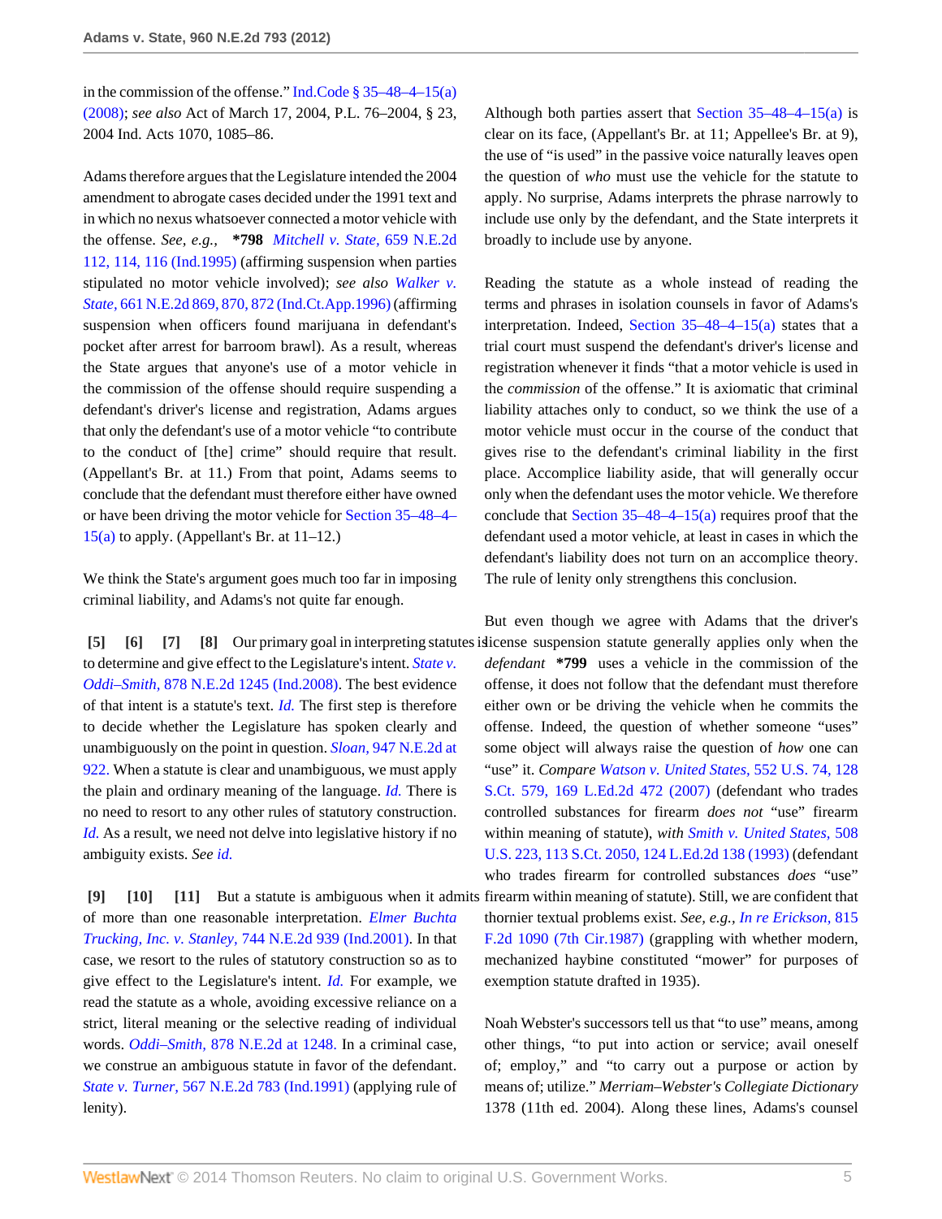in the commission of the offense." Ind.Code § 35–48–4–15(a) (2008); *see also* Act of March 17, 2004, P.L. 76–2004, § 23, 2004 Ind. Acts 1070, 1085–86.

Adams therefore argues that the Legislature intended the 2004 amendment to abrogate cases decided under the 1991 text and in which no nexus whatsoever connected a motor vehicle with the offense. *See, e.g.,* **\*798** *Mitchell v. State,* 659 N.E.2d 112, 114, 116 (Ind.1995) (affirming suspension when parties stipulated no motor vehicle involved); *see also Walker v. State,* 661 N.E.2d 869, 870, 872 (Ind.Ct.App.1996) (affirming suspension when officers found marijuana in defendant's pocket after arrest for barroom brawl). As a result, whereas the State argues that anyone's use of a motor vehicle in the commission of the offense should require suspending a defendant's driver's license and registration, Adams argues that only the defendant's use of a motor vehicle "to contribute to the conduct of [the] crime" should require that result. (Appellant's Br. at 11.) From that point, Adams seems to conclude that the defendant must therefore either have owned or have been driving the motor vehicle for Section 35–48–4–15(a) to apply. (Appellant's Br. at 11–12.)

We think the State's argument goes much too far in imposing criminal liability, and Adams's not quite far enough.

**[5] [6] [7] [8]** Our primary goal in interpreting statutes is to determine and give effect to the Legislature's intent. *State v. Oddi–Smith,* 878 N.E.2d 1245 (Ind.2008). The best evidence of that intent is a statute's text. *Id.* The first step is therefore to decide whether the Legislature has spoken clearly and unambiguously on the point in question. *Sloan,* 947 N.E.2d at 922. When a statute is clear and unambiguous, we must apply the plain and ordinary meaning of the language. *Id.* There is no need to resort to any other rules of statutory construction. *Id.* As a result, we need not delve into legislative history if no ambiguity exists. *See id.*

**[9] [10] [11]** But a statute is ambiguous when it admits of more than one reasonable interpretation. *Elmer Buchta Trucking, Inc. v. Stanley,* 744 N.E.2d 939 (Ind.2001). In that case, we resort to the rules of statutory construction so as to give effect to the Legislature's intent. *Id.* For example, we read the statute as a whole, avoiding excessive reliance on a strict, literal meaning or the selective reading of individual words. *Oddi–Smith,* 878 N.E.2d at 1248. In a criminal case, we construe an ambiguous statute in favor of the defendant. *State v. Turner,* 567 N.E.2d 783 (Ind.1991) (applying rule of lenity).

Although both parties assert that Section 35–48–4–15(a) is clear on its face, (Appellant's Br. at 11; Appellee's Br. at 9), the use of "is used" in the passive voice naturally leaves open the question of *who* must use the vehicle for the statute to apply. No surprise, Adams interprets the phrase narrowly to include use only by the defendant, and the State interprets it broadly to include use by anyone.

Reading the statute as a whole instead of reading the terms and phrases in isolation counsels in favor of Adams's interpretation. Indeed, Section 35–48–4–15(a) states that a trial court must suspend the defendant's driver's license and registration whenever it finds "that a motor vehicle is used in the *commission* of the offense." It is axiomatic that criminal liability attaches only to conduct, so we think the use of a motor vehicle must occur in the course of the conduct that gives rise to the defendant's criminal liability in the first place. Accomplice liability aside, that will generally occur only when the defendant uses the motor vehicle. We therefore conclude that Section 35–48–4–15(a) requires proof that the defendant used a motor vehicle, at least in cases in which the defendant's liability does not turn on an accomplice theory. The rule of lenity only strengthens this conclusion.

But even though we agree with Adams that the driver's license suspension statute generally applies only when the *defendant* **\*799** uses a vehicle in the commission of the offense, it does not follow that the defendant must therefore either own or be driving the vehicle when he commits the offense. Indeed, the question of whether someone "uses" some object will always raise the question of *how* one can "use" it. *Compare Watson v. United States,* 552 U.S. 74, 128 S.Ct. 579, 169 L.Ed.2d 472 (2007) (defendant who trades controlled substances for firearm *does not* "use" firearm within meaning of statute), *with Smith v. United States,* 508 U.S. 223, 113 S.Ct. 2050, 124 L.Ed.2d 138 (1993) (defendant who trades firearm for controlled substances *does* "use" firearm within meaning of statute). Still, we are confident that thornier textual problems exist. *See, e.g., In re Erickson,* 815 F.2d 1090 (7th Cir.1987) (grappling with whether modern, mechanized haybine constituted "mower" for purposes of exemption statute drafted in 1935).

Noah Webster's successors tell us that "to use" means, among other things, "to put into action or service; avail oneself of; employ," and "to carry out a purpose or action by means of; utilize." *Merriam–Webster's Collegiate Dictionary* 1378 (11th ed. 2004). Along these lines, Adams's counsel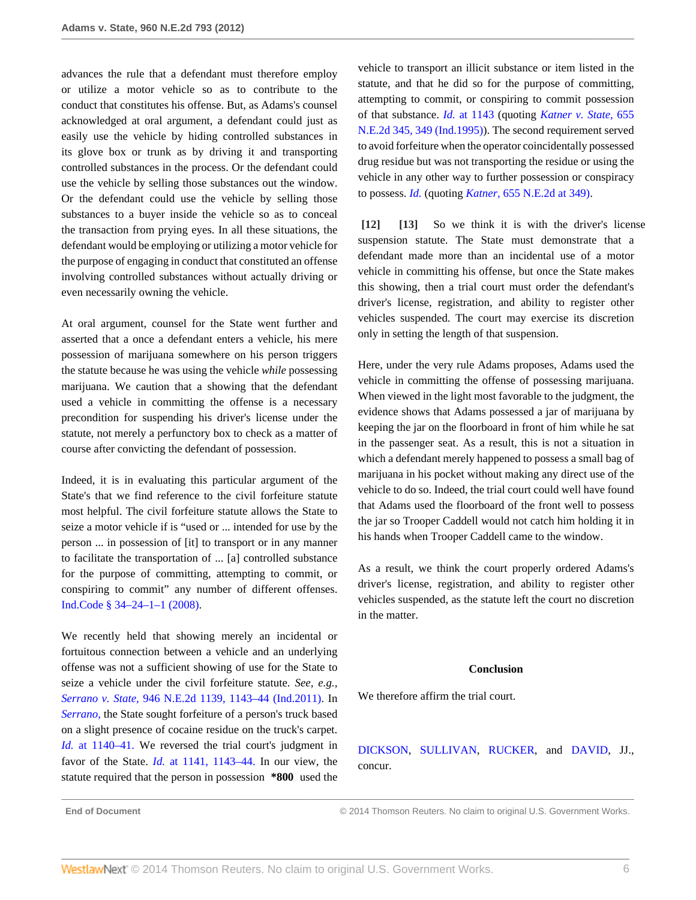advances the rule that a defendant must therefore employ or utilize a motor vehicle so as to contribute to the conduct that constitutes his offense. But, as Adams's counsel acknowledged at oral argument, a defendant could just as easily use the vehicle by hiding controlled substances in its glove box or trunk as by driving it and transporting controlled substances in the process. Or the defendant could use the vehicle by selling those substances out the window. Or the defendant could use the vehicle by selling those substances to a buyer inside the vehicle so as to conceal the transaction from prying eyes. In all these situations, the defendant would be employing or utilizing a motor vehicle for the purpose of engaging in conduct that constituted an offense involving controlled substances without actually driving or even necessarily owning the vehicle.

At oral argument, counsel for the State went further and asserted that a once a defendant enters a vehicle, his mere possession of marijuana somewhere on his person triggers the statute because he was using the vehicle *while* possessing marijuana. We caution that a showing that the defendant used a vehicle in committing the offense is a necessary precondition for suspending his driver's license under the statute, not merely a perfunctory box to check as a matter of course after convicting the defendant of possession.

Indeed, it is in evaluating this particular argument of the State's that we find reference to the civil forfeiture statute most helpful. The civil forfeiture statute allows the State to seize a motor vehicle if is "used or ... intended for use by the person ... in possession of [it] to transport or in any manner to facilitate the transportation of ... [a] controlled substance for the purpose of committing, attempting to commit, or conspiring to commit" any number of different offenses. Ind.Code § 34–24–1–1 (2008).

We recently held that showing merely an incidental or fortuitous connection between a vehicle and an underlying offense was not a sufficient showing of use for the State to seize a vehicle under the civil forfeiture statute. *See, e.g., Serrano v. State,* 946 N.E.2d 1139, 1143–44 (Ind.2011). In *Serrano,* the State sought forfeiture of a person's truck based on a slight presence of cocaine residue on the truck's carpet. *Id.* at 1140–41. We reversed the trial court's judgment in favor of the State. *Id.* at 1141, 1143–44. In our view, the statute required that the person in possession **\*800** used the vehicle to transport an illicit substance or item listed in the statute, and that he did so for the purpose of committing, attempting to commit, or conspiring to commit possession of that substance. *Id.* at 1143 (quoting *Katner v. State,* 655 N.E.2d 345, 349 (Ind.1995)). The second requirement served to avoid forfeiture when the operator coincidentally possessed drug residue but was not transporting the residue or using the vehicle in any other way to further possession or conspiracy to possess. *Id.* (quoting *Katner,* 655 N.E.2d at 349).

**[12] [13]** So we think it is with the driver's license suspension statute. The State must demonstrate that a defendant made more than an incidental use of a motor vehicle in committing his offense, but once the State makes this showing, then a trial court must order the defendant's driver's license, registration, and ability to register other vehicles suspended. The court may exercise its discretion only in setting the length of that suspension.

Here, under the very rule Adams proposes, Adams used the vehicle in committing the offense of possessing marijuana. When viewed in the light most favorable to the judgment, the evidence shows that Adams possessed a jar of marijuana by keeping the jar on the floorboard in front of him while he sat in the passenger seat. As a result, this is not a situation in which a defendant merely happened to possess a small bag of marijuana in his pocket without making any direct use of the vehicle to do so. Indeed, the trial court could well have found that Adams used the floorboard of the front well to possess the jar so Trooper Caddell would not catch him holding it in his hands when Trooper Caddell came to the window.

As a result, we think the court properly ordered Adams's driver's license, registration, and ability to register other vehicles suspended, as the statute left the court no discretion in the matter.

## Conclusion

We therefore affirm the trial court.

DICKSON, SULLIVAN, RUCKER, and DAVID, JJ., concur.

End of Document